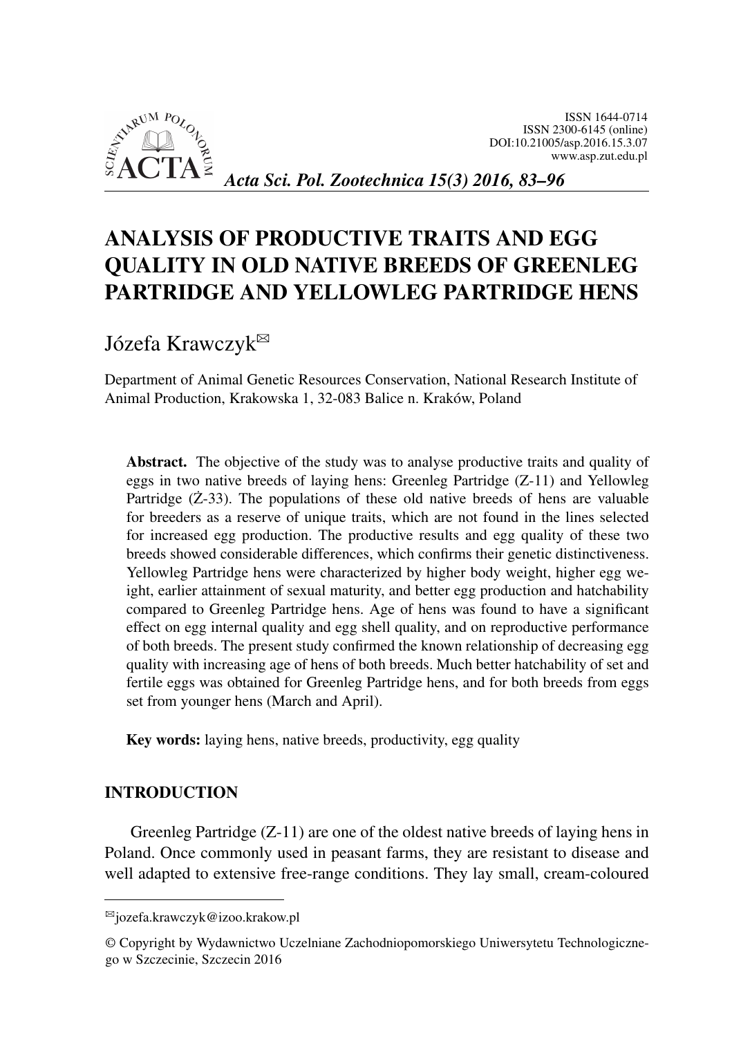ISSN 1644-0714
ISSN 2300-6145 (online)
DOI:10.21005/asp.2016.15.3.07
www.asp.zut.edu.pl

*Acta Sci. Pol. Zootechnica 15(3) 2016, 83–96*

# ANALYSIS OF PRODUCTIVE TRAITS AND EGG QUALITY IN OLD NATIVE BREEDS OF GREENLEG PARTRIDGE AND YELLOWLEG PARTRIDGE HENS

Józefa Krawczyk[✉]

Department of Animal Genetic Resources Conservation, National Research Institute of Animal Production, Krakowska 1, 32-083 Balice n. Kraków, Poland

**Abstract.** The objective of the study was to analyse productive traits and quality of eggs in two native breeds of laying hens: Greenleg Partridge (Z-11) and Yellowleg Partridge (Ż-33). The populations of these old native breeds of hens are valuable for breeders as a reserve of unique traits, which are not found in the lines selected for increased egg production. The productive results and egg quality of these two breeds showed considerable differences, which confirms their genetic distinctiveness. Yellowleg Partridge hens were characterized by higher body weight, higher egg weight, earlier attainment of sexual maturity, and better egg production and hatchability compared to Greenleg Partridge hens. Age of hens was found to have a significant effect on egg internal quality and egg shell quality, and on reproductive performance of both breeds. The present study confirmed the known relationship of decreasing egg quality with increasing age of hens of both breeds. Much better hatchability of set and fertile eggs was obtained for Greenleg Partridge hens, and for both breeds from eggs set from younger hens (March and April).

**Key words:** laying hens, native breeds, productivity, egg quality

## INTRODUCTION

Greenleg Partridge (Z-11) are one of the oldest native breeds of laying hens in Poland. Once commonly used in peasant farms, they are resistant to disease and well adapted to extensive free-range conditions. They lay small, cream-coloured

[✉]jozefa.krawczyk@izoo.krakow.pl

© Copyright by Wydawnictwo Uczelniane Zachodniopomorskiego Uniwersytetu Technologicznego w Szczecinie, Szczecin 2016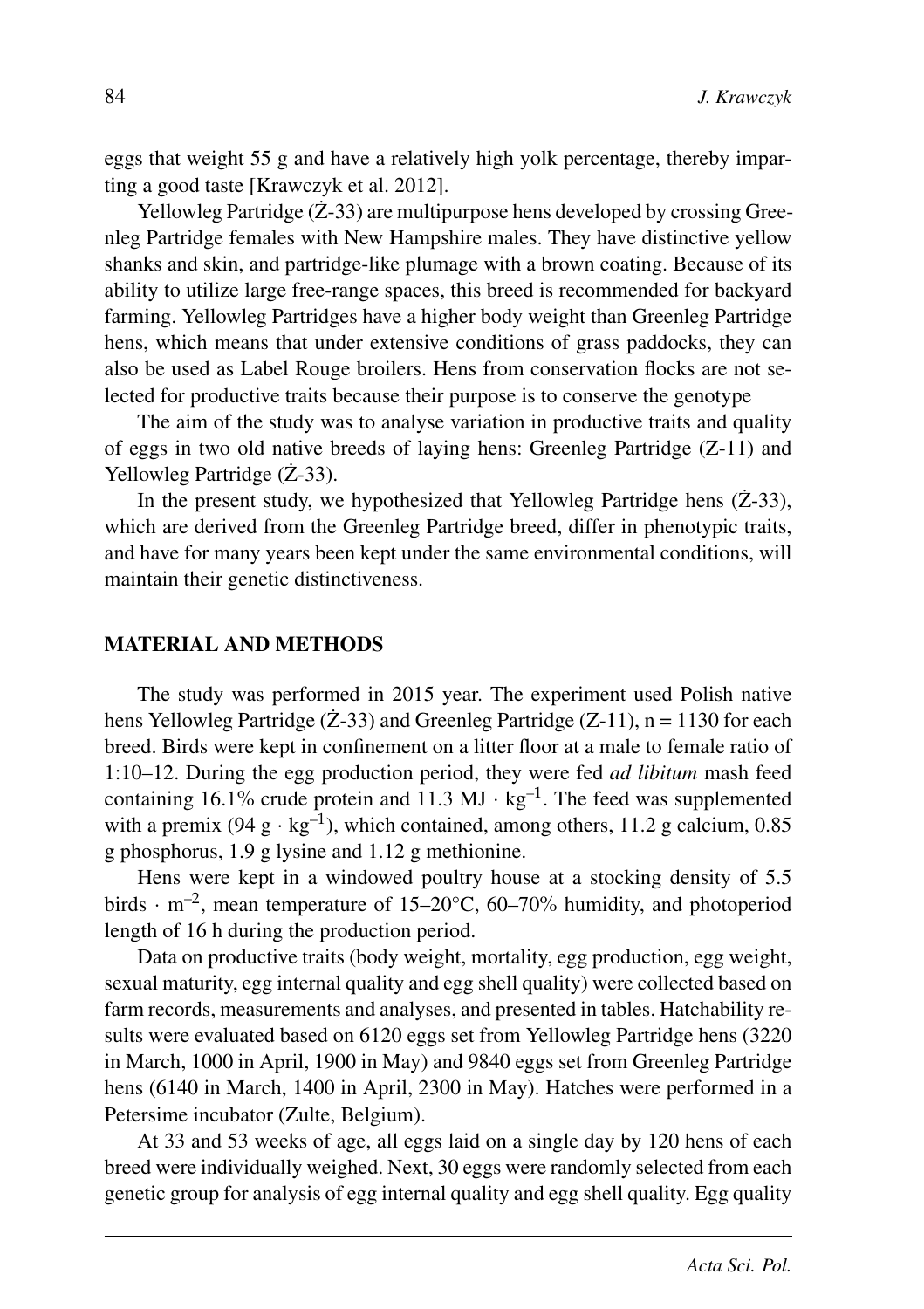eggs that weight 55 g and have a relatively high yolk percentage, thereby imparting a good taste [Krawczyk et al. 2012].

Yellowleg Partridge (Ż-33) are multipurpose hens developed by crossing Greenleg Partridge females with New Hampshire males. They have distinctive yellow shanks and skin, and partridge-like plumage with a brown coating. Because of its ability to utilize large free-range spaces, this breed is recommended for backyard farming. Yellowleg Partridges have a higher body weight than Greenleg Partridge hens, which means that under extensive conditions of grass paddocks, they can also be used as Label Rouge broilers. Hens from conservation flocks are not selected for productive traits because their purpose is to conserve the genotype

The aim of the study was to analyse variation in productive traits and quality of eggs in two old native breeds of laying hens: Greenleg Partridge (Z-11) and Yellowleg Partridge (Ż-33).

In the present study, we hypothesized that Yellowleg Partridge hens (Ż-33), which are derived from the Greenleg Partridge breed, differ in phenotypic traits, and have for many years been kept under the same environmental conditions, will maintain their genetic distinctiveness.

## MATERIAL AND METHODS

The study was performed in 2015 year. The experiment used Polish native hens Yellowleg Partridge (Ż-33) and Greenleg Partridge (Z-11), n = 1130 for each breed. Birds were kept in confinement on a litter floor at a male to female ratio of 1:10–12. During the egg production period, they were fed *ad libitum* mash feed containing 16.1% crude protein and 11.3 MJ $\cdot$ kg$^{-1}$. The feed was supplemented with a premix (94 g $\cdot$ kg$^{-1}$), which contained, among others, 11.2 g calcium, 0.85 g phosphorus, 1.9 g lysine and 1.12 g methionine.

Hens were kept in a windowed poultry house at a stocking density of 5.5 birds $\cdot$ m$^{-2}$, mean temperature of 15–20°C, 60–70% humidity, and photoperiod length of 16 h during the production period.

Data on productive traits (body weight, mortality, egg production, egg weight, sexual maturity, egg internal quality and egg shell quality) were collected based on farm records, measurements and analyses, and presented in tables. Hatchability results were evaluated based on 6120 eggs set from Yellowleg Partridge hens (3220 in March, 1000 in April, 1900 in May) and 9840 eggs set from Greenleg Partridge hens (6140 in March, 1400 in April, 2300 in May). Hatches were performed in a Petersime incubator (Zulte, Belgium).

At 33 and 53 weeks of age, all eggs laid on a single day by 120 hens of each breed were individually weighed. Next, 30 eggs were randomly selected from each genetic group for analysis of egg internal quality and egg shell quality. Egg quality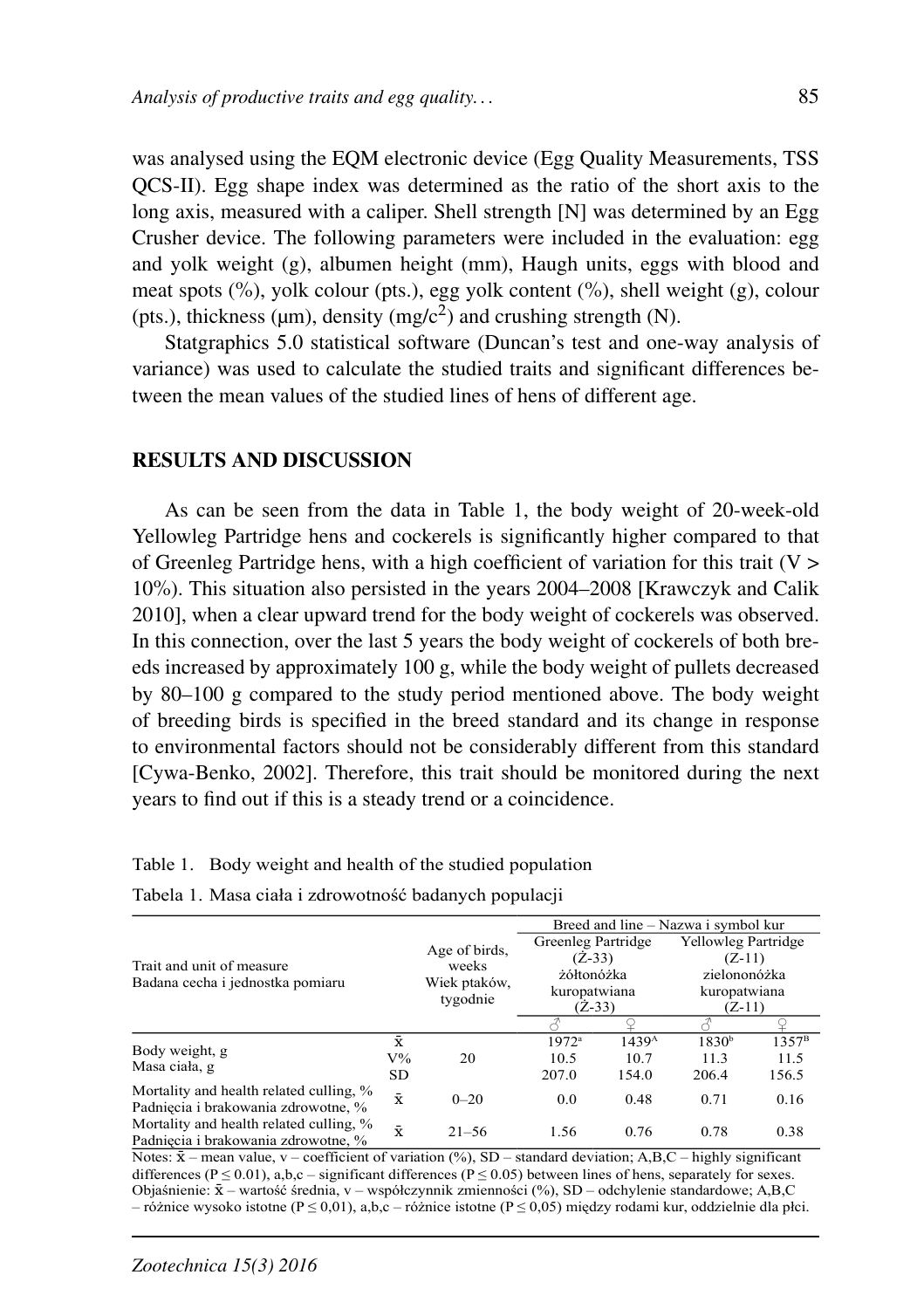was analysed using the EQM electronic device (Egg Quality Measurements, TSS QCS-II). Egg shape index was determined as the ratio of the short axis to the long axis, measured with a caliper. Shell strength [N] was determined by an Egg Crusher device. The following parameters were included in the evaluation: egg and yolk weight (g), albumen height (mm), Haugh units, eggs with blood and meat spots (%), yolk colour (pts.), egg yolk content (%), shell weight (g), colour (pts.), thickness (μm), density (mg/c$^2$) and crushing strength (N).

Statgraphics 5.0 statistical software (Duncan's test and one-way analysis of variance) was used to calculate the studied traits and significant differences between the mean values of the studied lines of hens of different age.

## RESULTS AND DISCUSSION

As can be seen from the data in Table 1, the body weight of 20-week-old Yellowleg Partridge hens and cockerels is significantly higher compared to that of Greenleg Partridge hens, with a high coefficient of variation for this trait (V > 10%). This situation also persisted in the years 2004–2008 [Krawczyk and Calik 2010], when a clear upward trend for the body weight of cockerels was observed. In this connection, over the last 5 years the body weight of cockerels of both breeds increased by approximately 100 g, while the body weight of pullets decreased by 80–100 g compared to the study period mentioned above. The body weight of breeding birds is specified in the breed standard and its change in response to environmental factors should not be considerably different from this standard [Cywa-Benko, 2002]. Therefore, this trait should be monitored during the next years to find out if this is a steady trend or a coincidence.

Table 1. Body weight and health of the studied population

Tabela 1. Masa ciała i zdrowotność badanych populacji

| Trait and unit of measure<br>Badana cecha i jednostka pomiaru | | Age of birds, weeks<br>Wiek ptaków, tygodnie | Breed and line – Nazwa i symbol kur | | | |
|---|---|---|---|---|---|---|
| | | | Greenleg Partridge (Ż-33)<br>żółtonóżka kuropatwiana (Ż-33) | | Yellowleg Partridge (Z-11)<br>zielononóżka kuropatwiana (Z-11) | |
| | | | ♂ | ♀ | ♂ | ♀ |
| Body weight, g<br>Masa ciała, g | $\bar{x}$ | 20 | 1972$^a$ | 1439$^A$ | 1830$^b$ | 1357$^B$ |
| | V% | | 10.5 | 10.7 | 11.3 | 11.5 |
| | SD | | 207.0 | 154.0 | 206.4 | 156.5 |
| Mortality and health related culling, %<br>Padnięcia i brakowania zdrowotne, % | $\bar{x}$ | 0–20 | 0.0 | 0.48 | 0.71 | 0.16 |
| Mortality and health related culling, %<br>Padnięcia i brakowania zdrowotne, % | $\bar{x}$ | 21–56 | 1.56 | 0.76 | 0.78 | 0.38 |

Notes: $\bar{x}$ – mean value, v – coefficient of variation (%), SD – standard deviation; A,B,C – highly significant differences (P ≤ 0.01), a,b,c – significant differences (P ≤ 0.05) between lines of hens, separately for sexes.
Objaśnienie: $\bar{x}$ – wartość średnia, v – współczynnik zmienności (%), SD – odchylenie standardowe; A,B,C – różnice wysoko istotne (P ≤ 0,01), a,b,c – różnice istotne (P ≤ 0,05) między rodami kur, oddzielnie dla płci.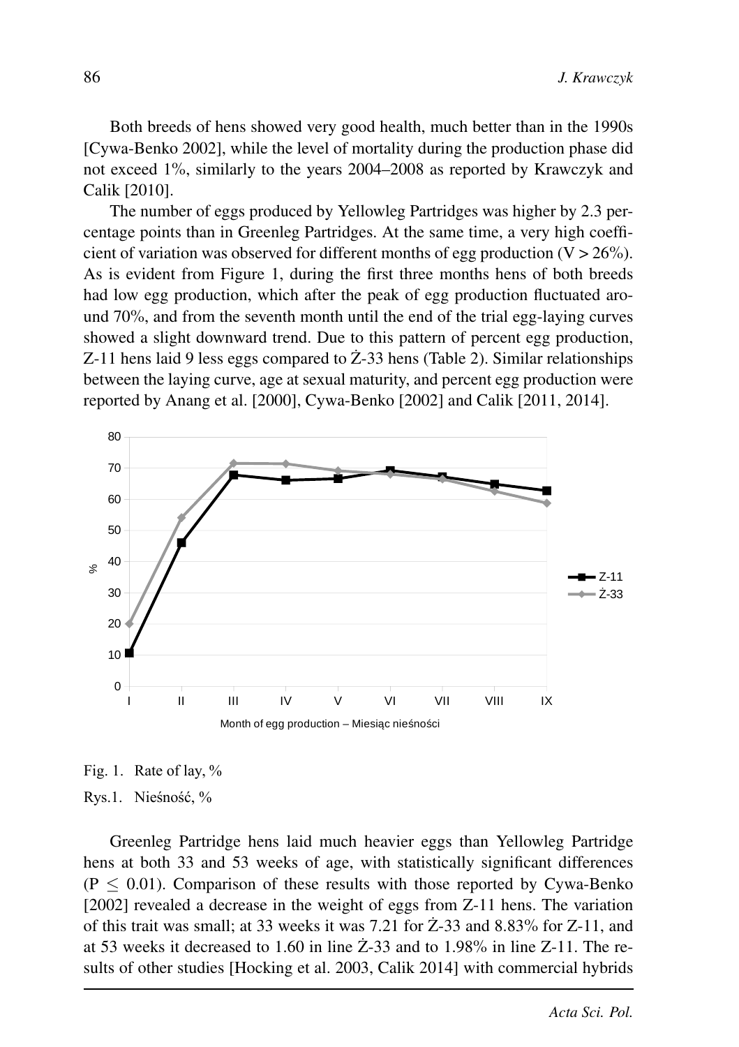Both breeds of hens showed very good health, much better than in the 1990s [Cywa-Benko 2002], while the level of mortality during the production phase did not exceed 1%, similarly to the years 2004–2008 as reported by Krawczyk and Calik [2010].

The number of eggs produced by Yellowleg Partridges was higher by 2.3 percentage points than in Greenleg Partridges. At the same time, a very high coefficient of variation was observed for different months of egg production (V > 26%). As is evident from Figure 1, during the first three months hens of both breeds had low egg production, which after the peak of egg production fluctuated around 70%, and from the seventh month until the end of the trial egg-laying curves showed a slight downward trend. Due to this pattern of percent egg production, Z-11 hens laid 9 less eggs compared to Ż-33 hens (Table 2). Similar relationships between the laying curve, age at sexual maturity, and percent egg production were reported by Anang et al. [2000], Cywa-Benko [2002] and Calik [2011, 2014].

Fig. 1. Rate of lay, %

Rys.1. Nieśność, %

Greenleg Partridge hens laid much heavier eggs than Yellowleg Partridge hens at both 33 and 53 weeks of age, with statistically significant differences ($P \leq 0.01$). Comparison of these results with those reported by Cywa-Benko [2002] revealed a decrease in the weight of eggs from Z-11 hens. The variation of this trait was small; at 33 weeks it was 7.21 for Ż-33 and 8.83% for Z-11, and at 53 weeks it decreased to 1.60 in line Ż-33 and to 1.98% in line Z-11. The results of other studies [Hocking et al. 2003, Calik 2014] with commercial hybrids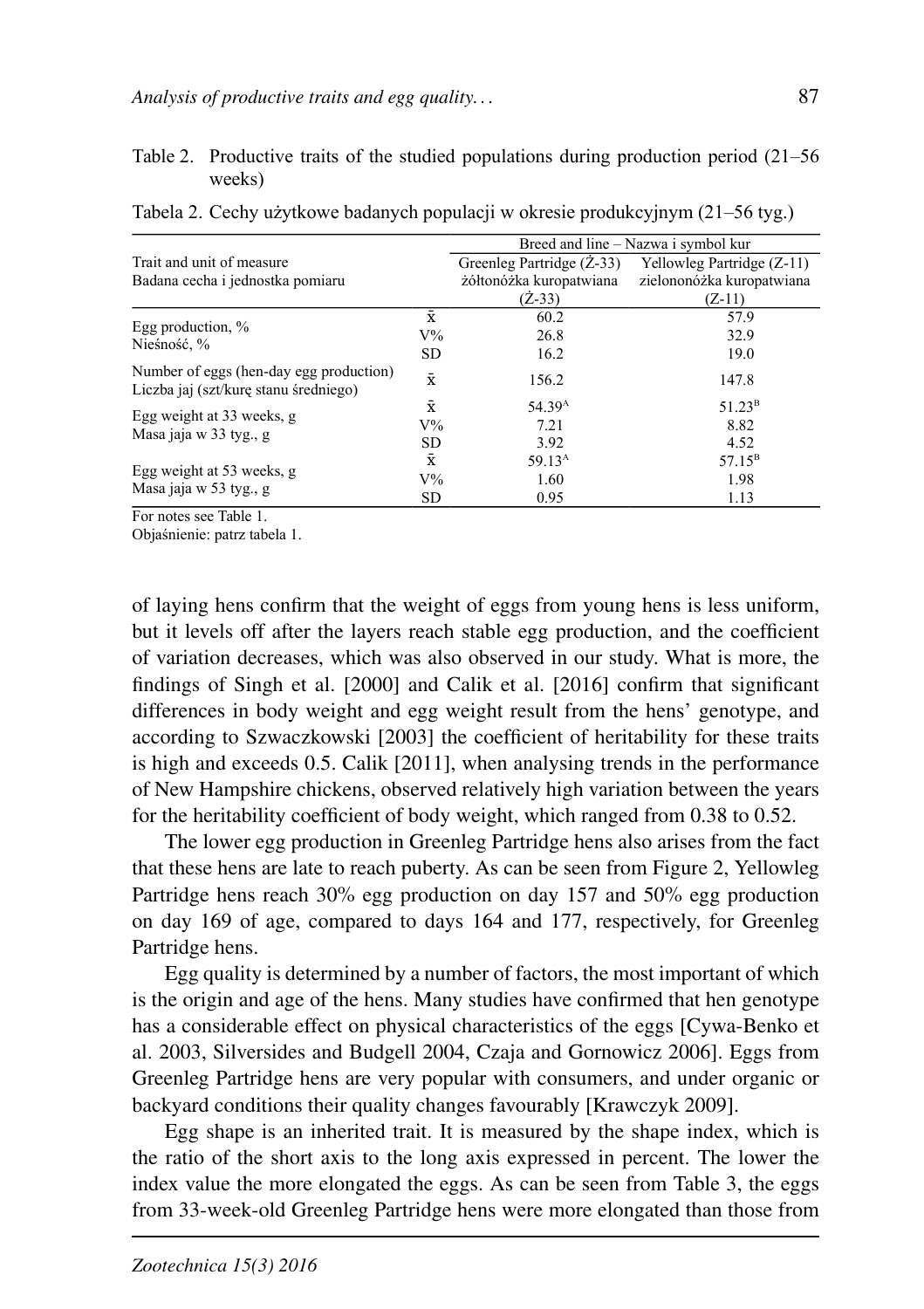Table 2. Productive traits of the studied populations during production period (21–56 weeks)

Tabela 2. Cechy użytkowe badanych populacji w okresie produkcyjnym (21–56 tyg.)

| Trait and unit of measure<br>Badana cecha i jednostka pomiaru | | Breed and line – Nazwa i symbol kur | |
|---|---|---|---|
| | | Greenleg Partridge (Ż-33)<br>żółtonóżka kuropatwiana<br>(Ż-33) | Yellowleg Partridge (Z-11)<br>zielononóżka kuropatwiana<br>(Z-11) |
| Egg production, %<br>Nieśność, % | $\bar{x}$ | 60.2 | 57.9 |
| | V% | 26.8 | 32.9 |
| | SD | 16.2 | 19.0 |
| Number of eggs (hen-day egg production)<br>Liczba jaj (szt/kurę stanu średniego) | $\bar{x}$ | 156.2 | 147.8 |
| Egg weight at 33 weeks, g<br>Masa jaja w 33 tyg., g | $\bar{x}$ | 54.39[A] | 51.23[B] |
| | V% | 7.21 | 8.82 |
| | SD | 3.92 | 4.52 |
| Egg weight at 53 weeks, g<br>Masa jaja w 53 tyg., g | $\bar{x}$ | 59.13[A] | 57.15[B] |
| | V% | 1.60 | 1.98 |
| | SD | 0.95 | 1.13 |

For notes see Table 1.

Objaśnienie: patrz tabela 1.

of laying hens confirm that the weight of eggs from young hens is less uniform, but it levels off after the layers reach stable egg production, and the coefficient of variation decreases, which was also observed in our study. What is more, the findings of Singh et al. [2000] and Calik et al. [2016] confirm that significant differences in body weight and egg weight result from the hens' genotype, and according to Szwaczkowski [2003] the coefficient of heritability for these traits is high and exceeds 0.5. Calik [2011], when analysing trends in the performance of New Hampshire chickens, observed relatively high variation between the years for the heritability coefficient of body weight, which ranged from 0.38 to 0.52.

The lower egg production in Greenleg Partridge hens also arises from the fact that these hens are late to reach puberty. As can be seen from Figure 2, Yellowleg Partridge hens reach 30% egg production on day 157 and 50% egg production on day 169 of age, compared to days 164 and 177, respectively, for Greenleg Partridge hens.

Egg quality is determined by a number of factors, the most important of which is the origin and age of the hens. Many studies have confirmed that hen genotype has a considerable effect on physical characteristics of the eggs [Cywa-Benko et al. 2003, Silversides and Budgell 2004, Czaja and Gornowicz 2006]. Eggs from Greenleg Partridge hens are very popular with consumers, and under organic or backyard conditions their quality changes favourably [Krawczyk 2009].

Egg shape is an inherited trait. It is measured by the shape index, which is the ratio of the short axis to the long axis expressed in percent. The lower the index value the more elongated the eggs. As can be seen from Table 3, the eggs from 33-week-old Greenleg Partridge hens were more elongated than those from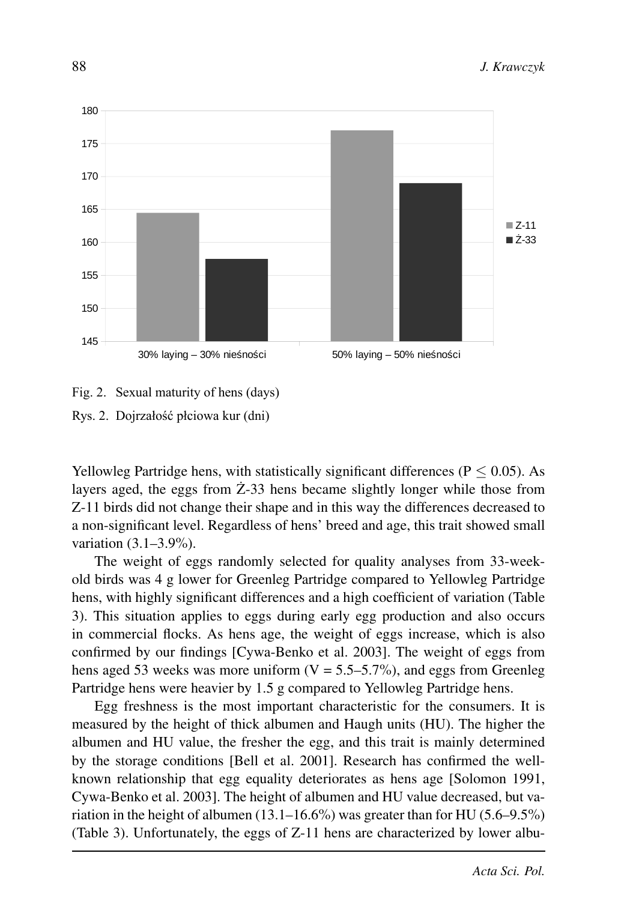Fig. 2. Sexual maturity of hens (days)

Rys. 2. Dojrzałość płciowa kur (dni)

Yellowleg Partridge hens, with statistically significant differences ($P \leq 0.05$). As layers aged, the eggs from Ż-33 hens became slightly longer while those from Z-11 birds did not change their shape and in this way the differences decreased to a non-significant level. Regardless of hens' breed and age, this trait showed small variation (3.1–3.9%).

The weight of eggs randomly selected for quality analyses from 33-week-old birds was 4 g lower for Greenleg Partridge compared to Yellowleg Partridge hens, with highly significant differences and a high coefficient of variation (Table 3). This situation applies to eggs during early egg production and also occurs in commercial flocks. As hens age, the weight of eggs increase, which is also confirmed by our findings [Cywa-Benko et al. 2003]. The weight of eggs from hens aged 53 weeks was more uniform (V = 5.5–5.7%), and eggs from Greenleg Partridge hens were heavier by 1.5 g compared to Yellowleg Partridge hens.

Egg freshness is the most important characteristic for the consumers. It is measured by the height of thick albumen and Haugh units (HU). The higher the albumen and HU value, the fresher the egg, and this trait is mainly determined by the storage conditions [Bell et al. 2001]. Research has confirmed the well-known relationship that egg equality deteriorates as hens age [Solomon 1991, Cywa-Benko et al. 2003]. The height of albumen and HU value decreased, but variation in the height of albumen (13.1–16.6%) was greater than for HU (5.6–9.5%) (Table 3). Unfortunately, the eggs of Z-11 hens are characterized by lower albu-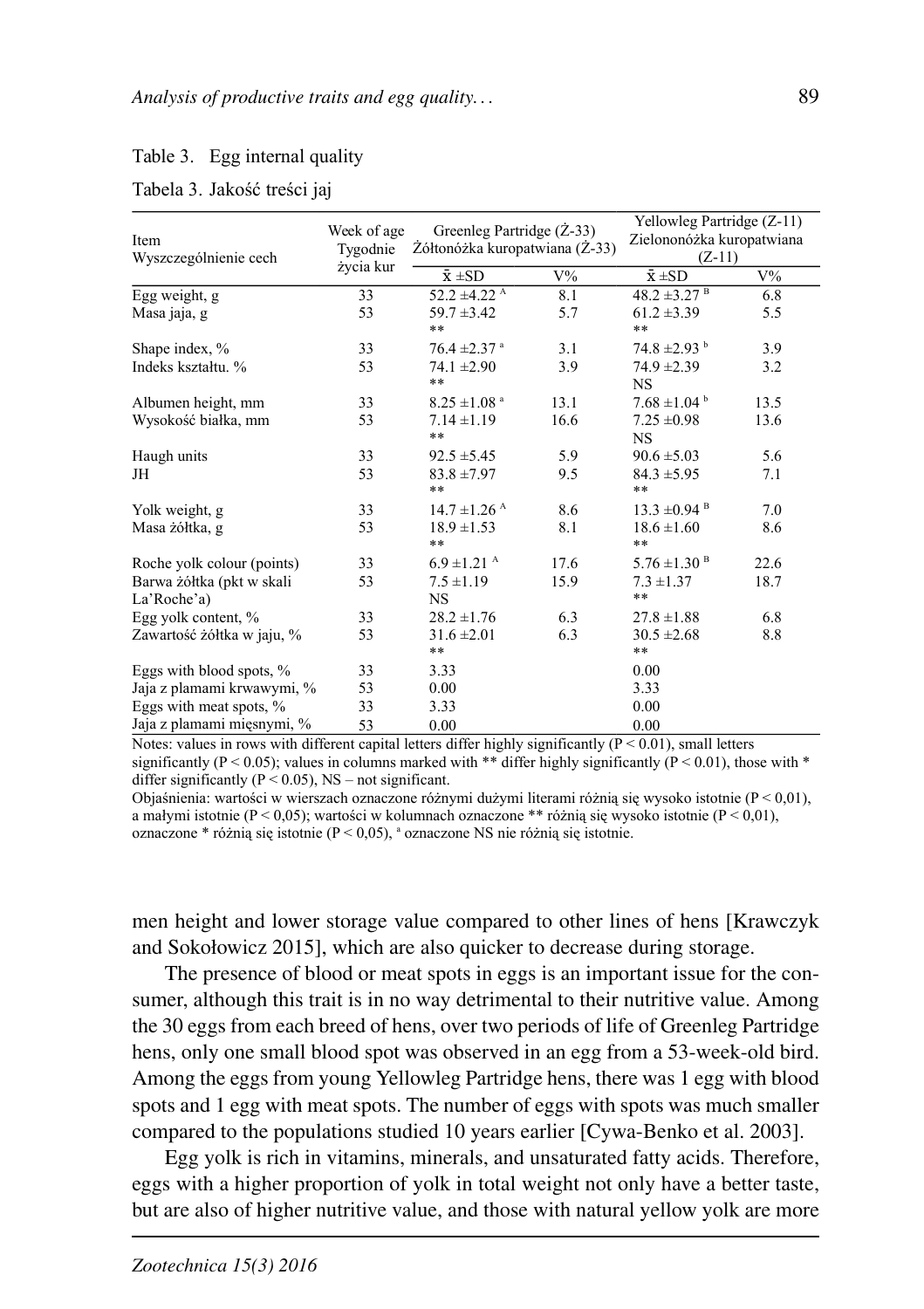Table 3. Egg internal quality

Tabela 3. Jakość treści jaj

| Item<br>Wyszczególnienie cech | Week of age<br>Tygodnie życia kur | Greenleg Partridge (Ż-33)<br>Żółtonóżka kuropatwiana (Ż-33) | | Yellowleg Partridge (Z-11)<br>Zielononóżka kuropatwiana (Z-11) | |
|---|---|---|---|---|---|
| | | x̄ ±SD | V% | x̄ ±SD | V% |
| Egg weight, g | 33 | 52.2 ±4.22 [A] | 8.1 | 48.2 ±3.27 [B] | 6.8 |
| Masa jaja, g | 53 | 59.7 ±3.42<br>** | 5.7 | 61.2 ±3.39<br>** | 5.5 |
| Shape index, % | 33 | 76.4 ±2.37 [a] | 3.1 | 74.8 ±2.93 [b] | 3.9 |
| Indeks kształtu. % | 53 | 74.1 ±2.90<br>** | 3.9 | 74.9 ±2.39<br>NS | 3.2 |
| Albumen height, mm | 33 | 8.25 ±1.08 [a] | 13.1 | 7.68 ±1.04 [b] | 13.5 |
| Wysokość białka, mm | 53 | 7.14 ±1.19<br>** | 16.6 | 7.25 ±0.98<br>NS | 13.6 |
| Haugh units | 33 | 92.5 ±5.45 | 5.9 | 90.6 ±5.03 | 5.6 |
| JH | 53 | 83.8 ±7.97<br>** | 9.5 | 84.3 ±5.95<br>** | 7.1 |
| Yolk weight, g | 33 | 14.7 ±1.26 [A] | 8.6 | 13.3 ±0.94 [B] | 7.0 |
| Masa żółtka, g | 53 | 18.9 ±1.53<br>** | 8.1 | 18.6 ±1.60<br>** | 8.6 |
| Roche yolk colour (points) | 33 | 6.9 ±1.21 [A] | 17.6 | 5.76 ±1.30 [B] | 22.6 |
| Barwa żółtka (pkt w skali La'Roche'a) | 53 | 7.5 ±1.19<br>NS | 15.9 | 7.3 ±1.37<br>** | 18.7 |
| Egg yolk content, % | 33 | 28.2 ±1.76 | 6.3 | 27.8 ±1.88 | 6.8 |
| Zawartość żółtka w jaju, % | 53 | 31.6 ±2.01<br>** | 6.3 | 30.5 ±2.68<br>** | 8.8 |
| Eggs with blood spots, % | 33 | 3.33 | | 0.00 | |
| Jaja z plamami krwawymi, % | 53 | 0.00 | | 3.33 | |
| Eggs with meat spots, % | 33 | 3.33 | | 0.00 | |
| Jaja z plamami mięsnymi, % | 53 | 0.00 | | 0.00 | |

Notes: values in rows with different capital letters differ highly significantly ($P < 0.01$), small letters significantly ($P < 0.05$); values in columns marked with ** differ highly significantly ($P < 0.01$), those with * differ significantly ($P < 0.05$), NS – not significant.

Objaśnienia: wartości w wierszach oznaczone różnymi dużymi literami różnią się wysoko istotnie ($P < 0,01$), a małymi istotnie ($P < 0,05$); wartości w kolumnach oznaczone ** różnią się wysoko istotnie ($P < 0,01$), oznaczone * różnią się istotnie ($P < 0,05$), [a] oznaczone NS nie różnią się istotnie.

men height and lower storage value compared to other lines of hens [Krawczyk and Sokołowicz 2015], which are also quicker to decrease during storage.

The presence of blood or meat spots in eggs is an important issue for the consumer, although this trait is in no way detrimental to their nutritive value. Among the 30 eggs from each breed of hens, over two periods of life of Greenleg Partridge hens, only one small blood spot was observed in an egg from a 53-week-old bird. Among the eggs from young Yellowleg Partridge hens, there was 1 egg with blood spots and 1 egg with meat spots. The number of eggs with spots was much smaller compared to the populations studied 10 years earlier [Cywa-Benko et al. 2003].

Egg yolk is rich in vitamins, minerals, and unsaturated fatty acids. Therefore, eggs with a higher proportion of yolk in total weight not only have a better taste, but are also of higher nutritive value, and those with natural yellow yolk are more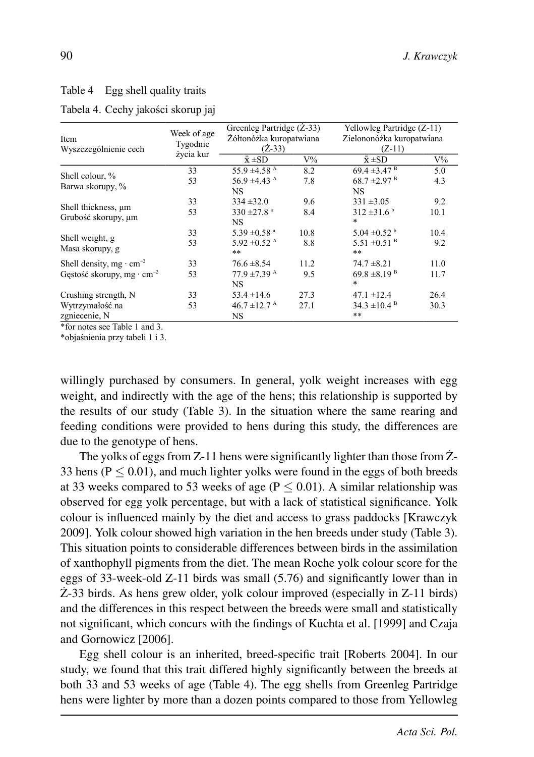Table 4 Egg shell quality traits

Tabela 4. Cechy jakości skorup jaj

| Item<br>Wyszczególnienie cech | Week of age<br>Tygodnie życia kur | Greenleg Partridge (Ż-33)<br>Żółtonóżka kuropatwiana (Ż-33) | | Yellowleg Partridge (Z-11)<br>Zielononóżka kuropatwiana (Z-11) | |
|---|---|---|---|---|---|
| | | x̄ ±SD | V% | x̄ ±SD | V% |
| Shell colour, %<br>Barwa skorupy, % | 33 | 55.9 ±4.58 [A] | 8.2 | 69.4 ±3.47 [B] | 5.0 |
| | 53 | 56.9 ±4.43 [A] | 7.8 | 68.7 ±2.97 [B] | 4.3 |
| | | NS | | NS | |
| Shell thickness, µm<br>Grubość skorupy, µm | 33 | 334 ±32.0 | 9.6 | 331 ±3.05 | 9.2 |
| | 53 | 330 ±27.8 [a] | 8.4 | 312 ±31.6 [b] | 10.1 |
| | | NS | | * | |
| Shell weight, g<br>Masa skorupy, g | 33 | 5.39 ±0.58 [a] | 10.8 | 5.04 ±0.52 [b] | 10.4 |
| | 53 | 5.92 ±0.52 [A] | 8.8 | 5.51 ±0.51 [B] | 9.2 |
| | | ** | | ** | |
| Shell density, mg · cm$^{-2}$<br>Gęstość skorupy, mg · cm$^{-2}$ | 33 | 76.6 ±8.54 | 11.2 | 74.7 ±8.21 | 11.0 |
| | 53 | 77.9 ±7.39 [A] | 9.5 | 69.8 ±8.19 [B] | 11.7 |
| | | NS | | * | |
| Crushing strength, N<br>Wytrzymałość na zgniecenie, N | 33 | 53.4 ±14.6 | 27.3 | 47.1 ±12.4 | 26.4 |
| | 53 | 46.7 ±12.7 [A] | 27.1 | 34.3 ±10.4 [B] | 30.3 |
| | | NS | | ** | |

*for notes see Table 1 and 3.

*objaśnienia przy tabeli 1 i 3.

willingly purchased by consumers. In general, yolk weight increases with egg weight, and indirectly with the age of the hens; this relationship is supported by the results of our study (Table 3). In the situation where the same rearing and feeding conditions were provided to hens during this study, the differences are due to the genotype of hens.

The yolks of eggs from Z-11 hens were significantly lighter than those from Ż-33 hens ($P \leq 0.01$), and much lighter yolks were found in the eggs of both breeds at 33 weeks compared to 53 weeks of age ($P \leq 0.01$). A similar relationship was observed for egg yolk percentage, but with a lack of statistical significance. Yolk colour is influenced mainly by the diet and access to grass paddocks [Krawczyk 2009]. Yolk colour showed high variation in the hen breeds under study (Table 3). This situation points to considerable differences between birds in the assimilation of xanthophyll pigments from the diet. The mean Roche yolk colour score for the eggs of 33-week-old Z-11 birds was small (5.76) and significantly lower than in Ż-33 birds. As hens grew older, yolk colour improved (especially in Z-11 birds) and the differences in this respect between the breeds were small and statistically not significant, which concurs with the findings of Kuchta et al. [1999] and Czaja and Gornowicz [2006].

Egg shell colour is an inherited, breed-specific trait [Roberts 2004]. In our study, we found that this trait differed highly significantly between the breeds at both 33 and 53 weeks of age (Table 4). The egg shells from Greenleg Partridge hens were lighter by more than a dozen points compared to those from Yellowleg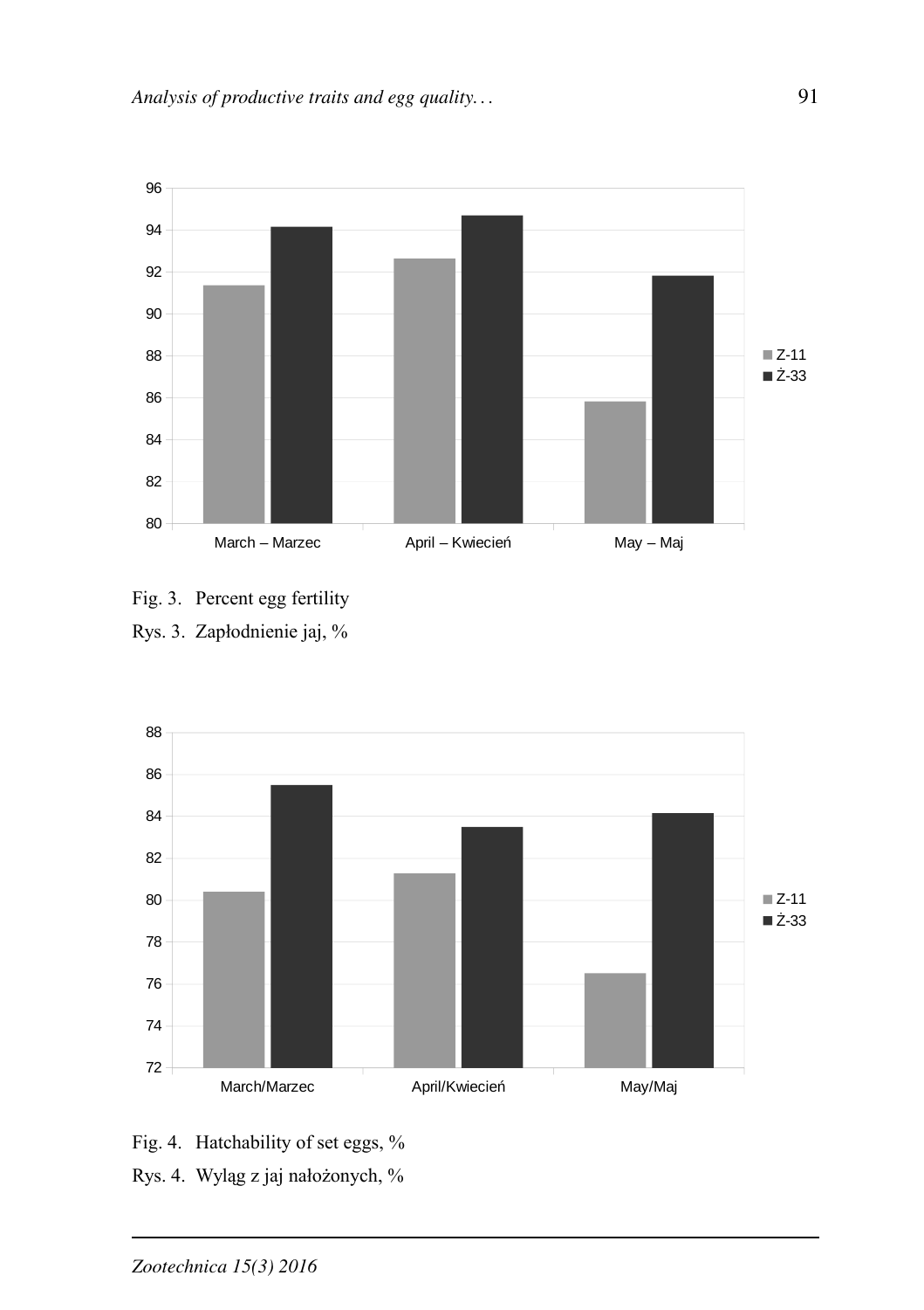Fig. 3. Percent egg fertility

Rys. 3. Zapłodnienie jaj, %

Fig. 4. Hatchability of set eggs, %

Rys. 4. Wyląg z jaj nałożonych, %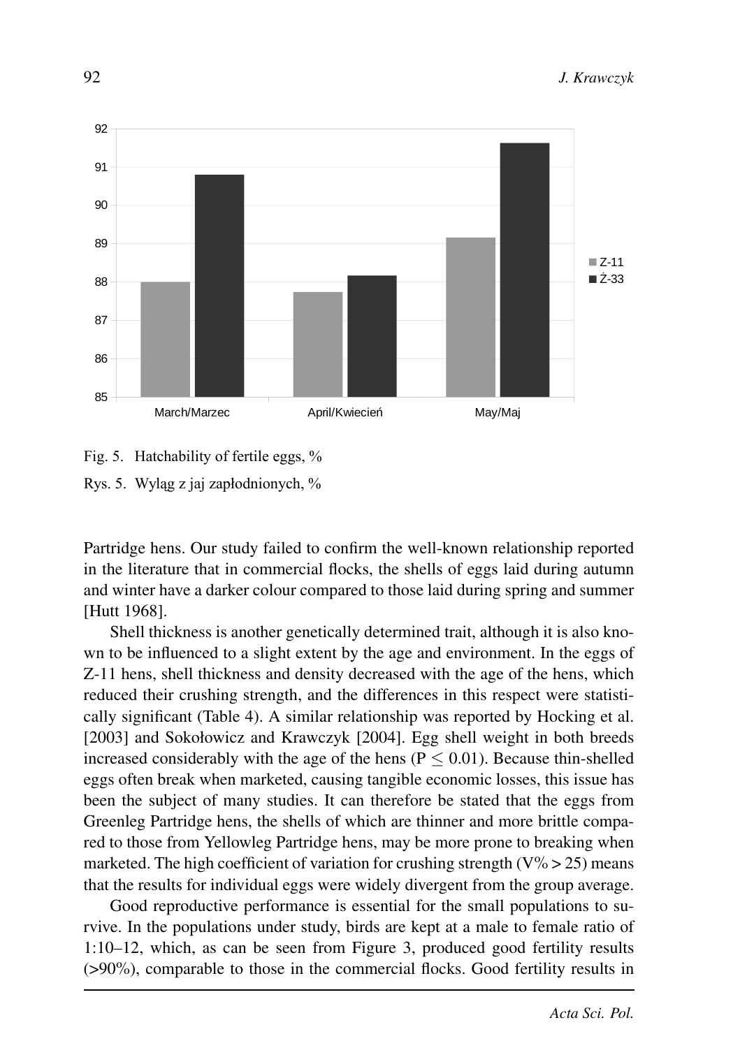Fig. 5. Hatchability of fertile eggs, %

Rys. 5. Wyląg z jaj zapłodnionych, %

Partridge hens. Our study failed to confirm the well-known relationship reported in the literature that in commercial flocks, the shells of eggs laid during autumn and winter have a darker colour compared to those laid during spring and summer [Hutt 1968].

Shell thickness is another genetically determined trait, although it is also known to be influenced to a slight extent by the age and environment. In the eggs of Z-11 hens, shell thickness and density decreased with the age of the hens, which reduced their crushing strength, and the differences in this respect were statistically significant (Table 4). A similar relationship was reported by Hocking et al. [2003] and Sokołowicz and Krawczyk [2004]. Egg shell weight in both breeds increased considerably with the age of the hens ($P \leq 0.01$). Because thin-shelled eggs often break when marketed, causing tangible economic losses, this issue has been the subject of many studies. It can therefore be stated that the eggs from Greenleg Partridge hens, the shells of which are thinner and more brittle compared to those from Yellowleg Partridge hens, may be more prone to breaking when marketed. The high coefficient of variation for crushing strength ($V\% > 25$) means that the results for individual eggs were widely divergent from the group average.

Good reproductive performance is essential for the small populations to survive. In the populations under study, birds are kept at a male to female ratio of 1:10–12, which, as can be seen from Figure 3, produced good fertility results (>90%), comparable to those in the commercial flocks. Good fertility results in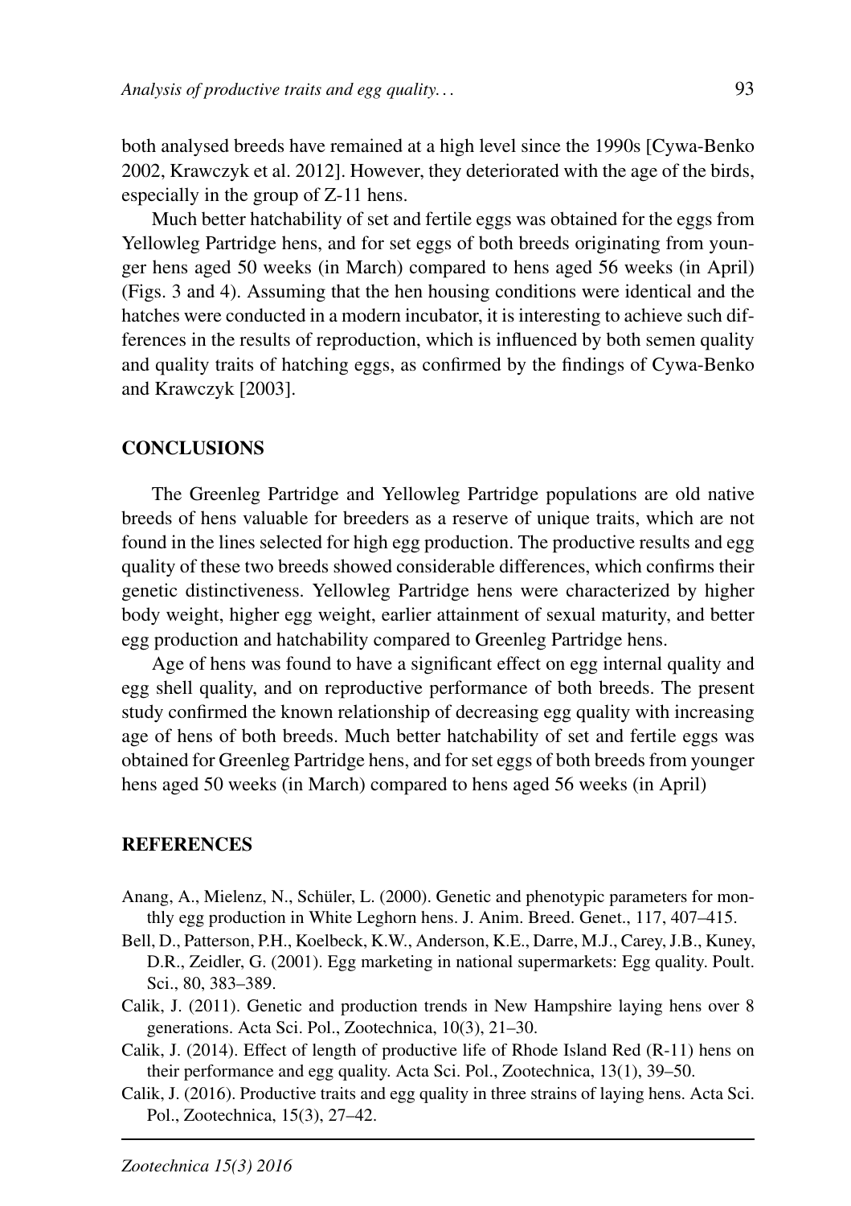both analysed breeds have remained at a high level since the 1990s [Cywa-Benko 2002, Krawczyk et al. 2012]. However, they deteriorated with the age of the birds, especially in the group of Z-11 hens.

Much better hatchability of set and fertile eggs was obtained for the eggs from Yellowleg Partridge hens, and for set eggs of both breeds originating from younger hens aged 50 weeks (in March) compared to hens aged 56 weeks (in April) (Figs. 3 and 4). Assuming that the hen housing conditions were identical and the hatches were conducted in a modern incubator, it is interesting to achieve such differences in the results of reproduction, which is influenced by both semen quality and quality traits of hatching eggs, as confirmed by the findings of Cywa-Benko and Krawczyk [2003].

## CONCLUSIONS

The Greenleg Partridge and Yellowleg Partridge populations are old native breeds of hens valuable for breeders as a reserve of unique traits, which are not found in the lines selected for high egg production. The productive results and egg quality of these two breeds showed considerable differences, which confirms their genetic distinctiveness. Yellowleg Partridge hens were characterized by higher body weight, higher egg weight, earlier attainment of sexual maturity, and better egg production and hatchability compared to Greenleg Partridge hens.

Age of hens was found to have a significant effect on egg internal quality and egg shell quality, and on reproductive performance of both breeds. The present study confirmed the known relationship of decreasing egg quality with increasing age of hens of both breeds. Much better hatchability of set and fertile eggs was obtained for Greenleg Partridge hens, and for set eggs of both breeds from younger hens aged 50 weeks (in March) compared to hens aged 56 weeks (in April)

## REFERENCES

Anang, A., Mielenz, N., Schüler, L. (2000). Genetic and phenotypic parameters for monthly egg production in White Leghorn hens. J. Anim. Breed. Genet., 117, 407–415.

Bell, D., Patterson, P.H., Koelbeck, K.W., Anderson, K.E., Darre, M.J., Carey, J.B., Kuney, D.R., Zeidler, G. (2001). Egg marketing in national supermarkets: Egg quality. Poult. Sci., 80, 383–389.

Calik, J. (2011). Genetic and production trends in New Hampshire laying hens over 8 generations. Acta Sci. Pol., Zootechnica, 10(3), 21–30.

Calik, J. (2014). Effect of length of productive life of Rhode Island Red (R-11) hens on their performance and egg quality. Acta Sci. Pol., Zootechnica, 13(1), 39–50.

Calik, J. (2016). Productive traits and egg quality in three strains of laying hens. Acta Sci. Pol., Zootechnica, 15(3), 27–42.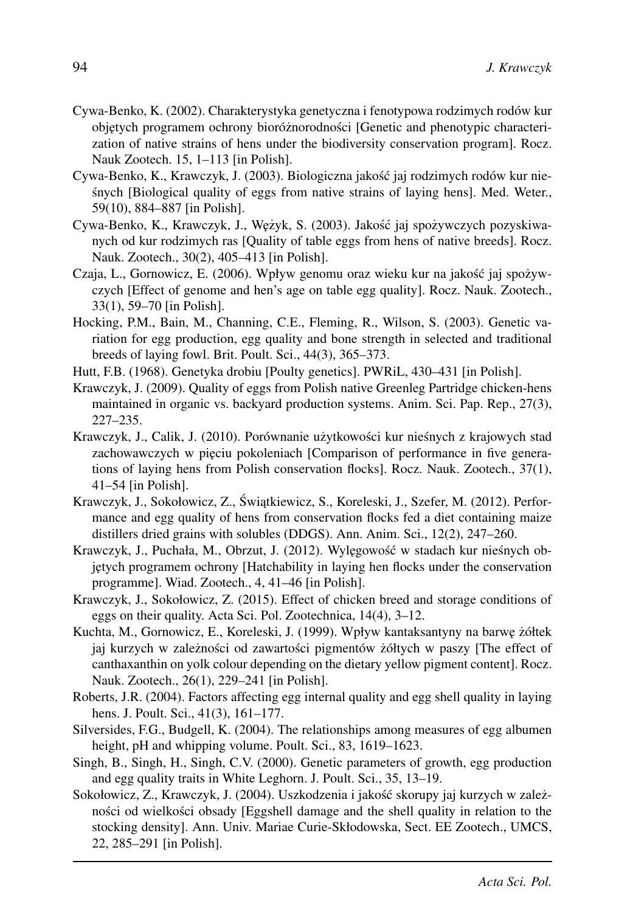Cywa-Benko, K. (2002). Charakterystyka genetyczna i fenotypowa rodzimych rodów kur objętych programem ochrony bioróżnorodności [Genetic and phenotypic characterization of native strains of hens under the biodiversity conservation program]. Rocz. Nauk Zootech. 15, 1–113 [in Polish].

Cywa-Benko, K., Krawczyk, J. (2003). Biologiczna jakość jaj rodzimych rodów kur nieśnych [Biological quality of eggs from native strains of laying hens]. Med. Weter., 59(10), 884–887 [in Polish].

Cywa-Benko, K., Krawczyk, J., Wężyk, S. (2003). Jakość jaj spożywczych pozyskiwanych od kur rodzimych ras [Quality of table eggs from hens of native breeds]. Rocz. Nauk. Zootech., 30(2), 405–413 [in Polish].

Czaja, L., Gornowicz, E. (2006). Wpływ genomu oraz wieku kur na jakość jaj spożywczych [Effect of genome and hen's age on table egg quality]. Rocz. Nauk. Zootech., 33(1), 59–70 [in Polish].

Hocking, P.M., Bain, M., Channing, C.E., Fleming, R., Wilson, S. (2003). Genetic variation for egg production, egg quality and bone strength in selected and traditional breeds of laying fowl. Brit. Poult. Sci., 44(3), 365–373.

Hutt, F.B. (1968). Genetyka drobiu [Poulty genetics]. PWRiL, 430–431 [in Polish].

Krawczyk, J. (2009). Quality of eggs from Polish native Greenleg Partridge chicken-hens maintained in organic vs. backyard production systems. Anim. Sci. Pap. Rep., 27(3), 227–235.

Krawczyk, J., Calik, J. (2010). Porównanie użytkowości kur nieśnych z krajowych stad zachowawczych w pięciu pokoleniach [Comparison of performance in five generations of laying hens from Polish conservation flocks]. Rocz. Nauk. Zootech., 37(1), 41–54 [in Polish].

Krawczyk, J., Sokołowicz, Z., Świątkiewicz, S., Koreleski, J., Szefer, M. (2012). Performance and egg quality of hens from conservation flocks fed a diet containing maize distillers dried grains with solubles (DDGS). Ann. Anim. Sci., 12(2), 247–260.

Krawczyk, J., Puchała, M., Obrzut, J. (2012). Wylęgowość w stadach kur nieśnych objętych programem ochrony [Hatchability in laying hen flocks under the conservation programme]. Wiad. Zootech., 4, 41–46 [in Polish].

Krawczyk, J., Sokołowicz, Z. (2015). Effect of chicken breed and storage conditions of eggs on their quality. Acta Sci. Pol. Zootechnica, 14(4), 3–12.

Kuchta, M., Gornowicz, E., Koreleski, J. (1999). Wpływ kantaksantyny na barwę żółtek jaj kurzych w zależności od zawartości pigmentów żółtych w paszy [The effect of canthaxanthin on yolk colour depending on the dietary yellow pigment content]. Rocz. Nauk. Zootech., 26(1), 229–241 [in Polish].

Roberts, J.R. (2004). Factors affecting egg internal quality and egg shell quality in laying hens. J. Poult. Sci., 41(3), 161–177.

Silversides, F.G., Budgell, K. (2004). The relationships among measures of egg albumen height, pH and whipping volume. Poult. Sci., 83, 1619–1623.

Singh, B., Singh, H., Singh, C.V. (2000). Genetic parameters of growth, egg production and egg quality traits in White Leghorn. J. Poult. Sci., 35, 13–19.

Sokołowicz, Z., Krawczyk, J. (2004). Uszkodzenia i jakość skorupy jaj kurzych w zależności od wielkości obsady [Eggshell damage and the shell quality in relation to the stocking density]. Ann. Univ. Mariae Curie-Skłodowska, Sect. EE Zootech., UMCS, 22, 285–291 [in Polish].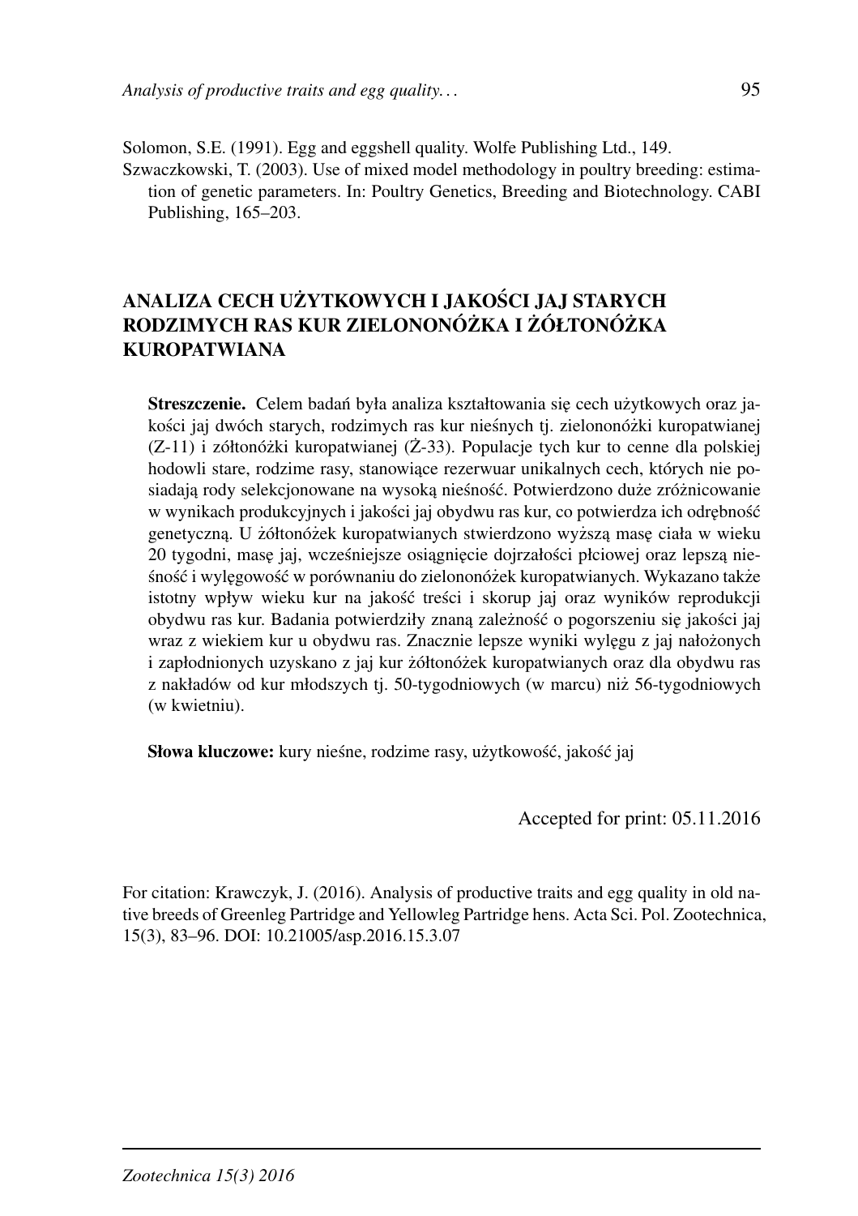Solomon, S.E. (1991). Egg and eggshell quality. Wolfe Publishing Ltd., 149.

Szwaczkowski, T. (2003). Use of mixed model methodology in poultry breeding: estimation of genetic parameters. In: Poultry Genetics, Breeding and Biotechnology. CABI Publishing, 165–203.

## ANALIZA CECH UŻYTKOWYCH I JAKOŚCI JAJ STARYCH RODZIMYCH RAS KUR ZIELONONÓŻKA I ŻÓŁTONÓŻKA KUROPATWIANA

**Streszczenie.** Celem badań była analiza kształtowania się cech użytkowych oraz jakości jaj dwóch starych, rodzimych ras kur nieśnych tj. zielononóżki kuropatwianej (Z-11) i żółtonóżki kuropatwianej (Ż-33). Populacje tych kur to cenne dla polskiej hodowli stare, rodzime rasy, stanowiące rezerwuar unikalnych cech, których nie posiadają rody selekcjonowane na wysoką nieśność. Potwierdzono duże zróżnicowanie w wynikach produkcyjnych i jakości jaj obydwu ras kur, co potwierdza ich odrębność genetyczną. U żółtonóżek kuropatwianych stwierdzono wyższą masę ciała w wieku 20 tygodni, masę jaj, wcześniejsze osiągnięcie dojrzałości płciowej oraz lepszą nieśność i wylęgowość w porównaniu do zielononóżek kuropatwianych. Wykazano także istotny wpływ wieku kur na jakość treści i skorup jaj oraz wyników reprodukcji obydwu ras kur. Badania potwierdziły znaną zależność o pogorszeniu się jakości jaj wraz z wiekiem kur u obydwu ras. Znacznie lepsze wyniki wylęgu z jaj nałożonych i zapłodnionych uzyskano z jaj kur żółtonóżek kuropatwianych oraz dla obydwu ras z nakładów od kur młodszych tj. 50-tygodniowych (w marcu) niż 56-tygodniowych (w kwietniu).

**Słowa kluczowe:** kury nieśne, rodzime rasy, użytkowość, jakość jaj

Accepted for print: 05.11.2016

For citation: Krawczyk, J. (2016). Analysis of productive traits and egg quality in old native breeds of Greenleg Partridge and Yellowleg Partridge hens. Acta Sci. Pol. Zootechnica, 15(3), 83–96. DOI: 10.21005/asp.2016.15.3.07